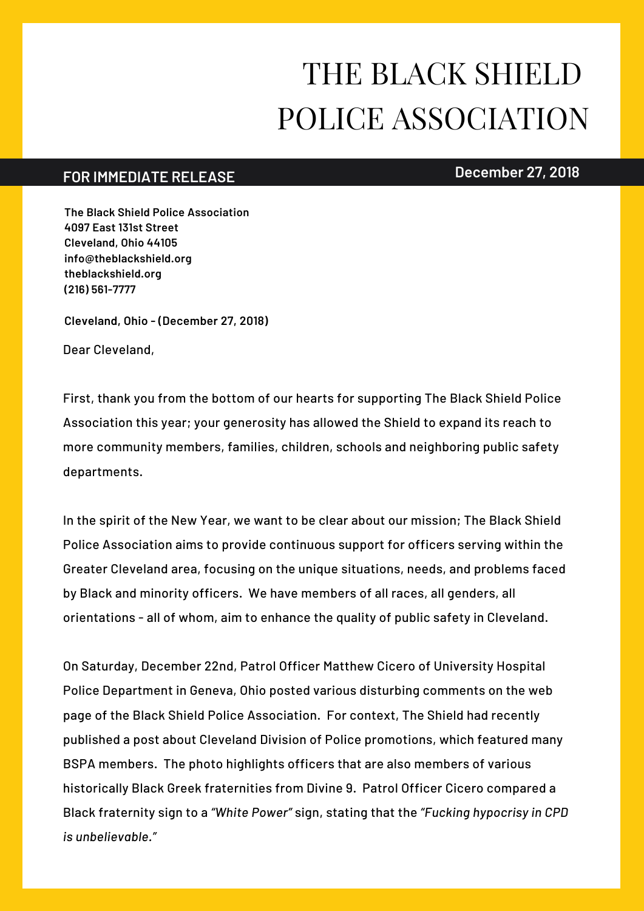# THE BLACK SHIELD POLICE ASSOCIATION

**FOR IMMEDIATE RELEASE** **December 27, 2018**

**The Black Shield Police Association**
**4097 East 131st Street**
**Cleveland, Ohio 44105**
**info@theblackshield.org**
**theblackshield.org**
**(216) 561-7777**

**Cleveland, Ohio - (December 27, 2018)**

Dear Cleveland,

First, thank you from the bottom of our hearts for supporting The Black Shield Police Association this year; your generosity has allowed the Shield to expand its reach to more community members, families, children, schools and neighboring public safety departments.

In the spirit of the New Year, we want to be clear about our mission; The Black Shield Police Association aims to provide continuous support for officers serving within the Greater Cleveland area, focusing on the unique situations, needs, and problems faced by Black and minority officers. We have members of all races, all genders, all orientations - all of whom, aim to enhance the quality of public safety in Cleveland.

On Saturday, December 22nd, Patrol Officer Matthew Cicero of University Hospital Police Department in Geneva, Ohio posted various disturbing comments on the web page of the Black Shield Police Association. For context, The Shield had recently published a post about Cleveland Division of Police promotions, which featured many BSPA members. The photo highlights officers that are also members of various historically Black Greek fraternities from Divine 9. Patrol Officer Cicero compared a Black fraternity sign to a *"White Power"* sign, stating that the *"Fucking hypocrisy in CPD is unbelievable."*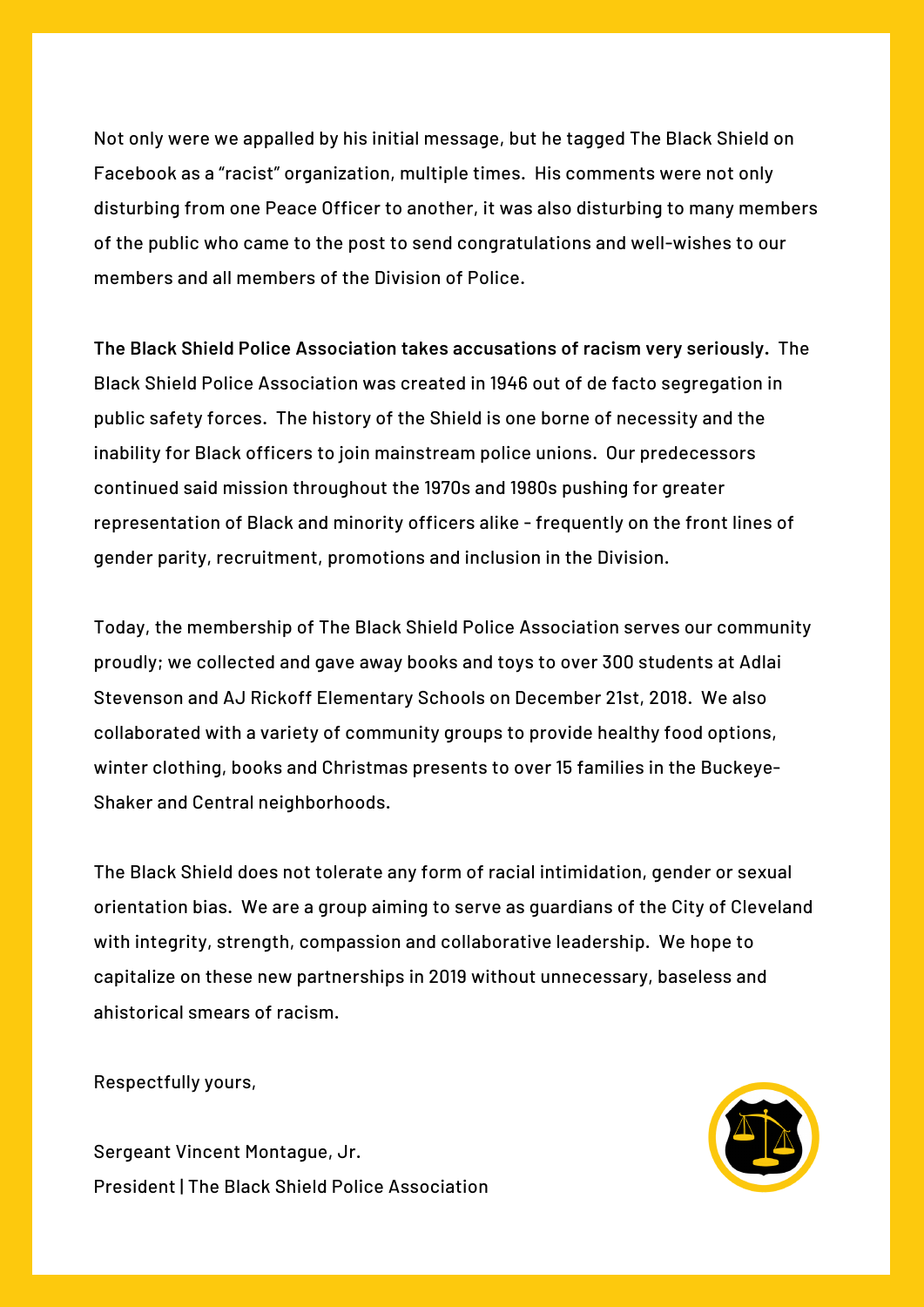Not only were we appalled by his initial message, but he tagged The Black Shield on Facebook as a "racist" organization, multiple times. His comments were not only disturbing from one Peace Officer to another, it was also disturbing to many members of the public who came to the post to send congratulations and well-wishes to our members and all members of the Division of Police.

**The Black Shield Police Association takes accusations of racism very seriously.** The Black Shield Police Association was created in 1946 out of de facto segregation in public safety forces. The history of the Shield is one borne of necessity and the inability for Black officers to join mainstream police unions. Our predecessors continued said mission throughout the 1970s and 1980s pushing for greater representation of Black and minority officers alike - frequently on the front lines of gender parity, recruitment, promotions and inclusion in the Division.

Today, the membership of The Black Shield Police Association serves our community proudly; we collected and gave away books and toys to over 300 students at Adlai Stevenson and AJ Rickoff Elementary Schools on December 21st, 2018. We also collaborated with a variety of community groups to provide healthy food options, winter clothing, books and Christmas presents to over 15 families in the Buckeye-Shaker and Central neighborhoods.

The Black Shield does not tolerate any form of racial intimidation, gender or sexual orientation bias. We are a group aiming to serve as guardians of the City of Cleveland with integrity, strength, compassion and collaborative leadership. We hope to capitalize on these new partnerships in 2019 without unnecessary, baseless and ahistorical smears of racism.

Respectfully yours,

Sergeant Vincent Montague, Jr.
President | The Black Shield Police Association